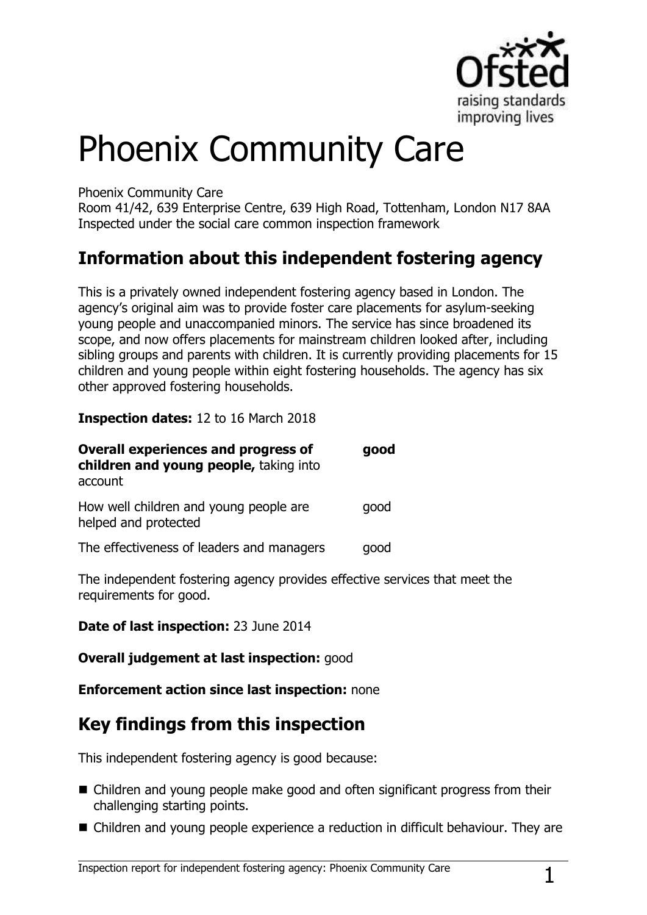# Phoenix Community Care

Phoenix Community Care
Room 41/42, 639 Enterprise Centre, 639 High Road, Tottenham, London N17 8AA
Inspected under the social care common inspection framework

## Information about this independent fostering agency

This is a privately owned independent fostering agency based in London. The agency's original aim was to provide foster care placements for asylum-seeking young people and unaccompanied minors. The service has since broadened its scope, and now offers placements for mainstream children looked after, including sibling groups and parents with children. It is currently providing placements for 15 children and young people within eight fostering households. The agency has six other approved fostering households.

**Inspection dates:** 12 to 16 March 2018

| | |
|---|---|
| **Overall experiences and progress of children and young people,** taking into account | **good** |
| How well children and young people are helped and protected | good |
| The effectiveness of leaders and managers | good |

The independent fostering agency provides effective services that meet the requirements for good.

**Date of last inspection:** 23 June 2014

**Overall judgement at last inspection:** good

**Enforcement action since last inspection:** none

## Key findings from this inspection

This independent fostering agency is good because:

- Children and young people make good and often significant progress from their challenging starting points.
- Children and young people experience a reduction in difficult behaviour. They are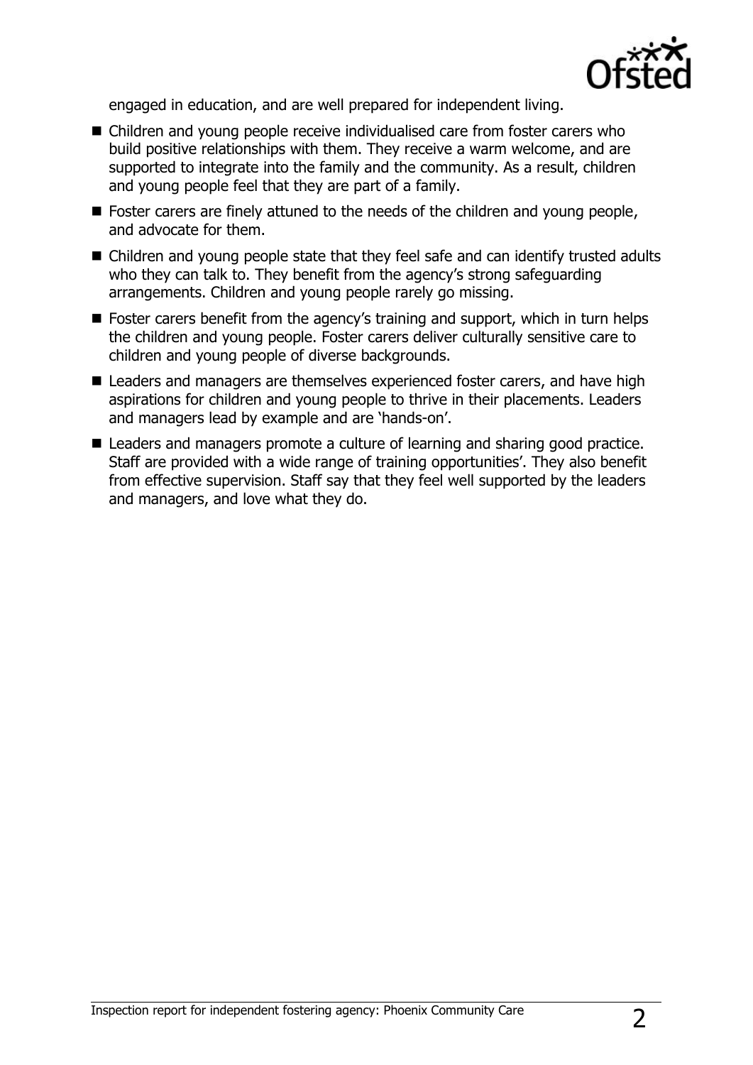engaged in education, and are well prepared for independent living.

- Children and young people receive individualised care from foster carers who build positive relationships with them. They receive a warm welcome, and are supported to integrate into the family and the community. As a result, children and young people feel that they are part of a family.
- Foster carers are finely attuned to the needs of the children and young people, and advocate for them.
- Children and young people state that they feel safe and can identify trusted adults who they can talk to. They benefit from the agency's strong safeguarding arrangements. Children and young people rarely go missing.
- Foster carers benefit from the agency's training and support, which in turn helps the children and young people. Foster carers deliver culturally sensitive care to children and young people of diverse backgrounds.
- Leaders and managers are themselves experienced foster carers, and have high aspirations for children and young people to thrive in their placements. Leaders and managers lead by example and are 'hands-on'.
- Leaders and managers promote a culture of learning and sharing good practice. Staff are provided with a wide range of training opportunities'. They also benefit from effective supervision. Staff say that they feel well supported by the leaders and managers, and love what they do.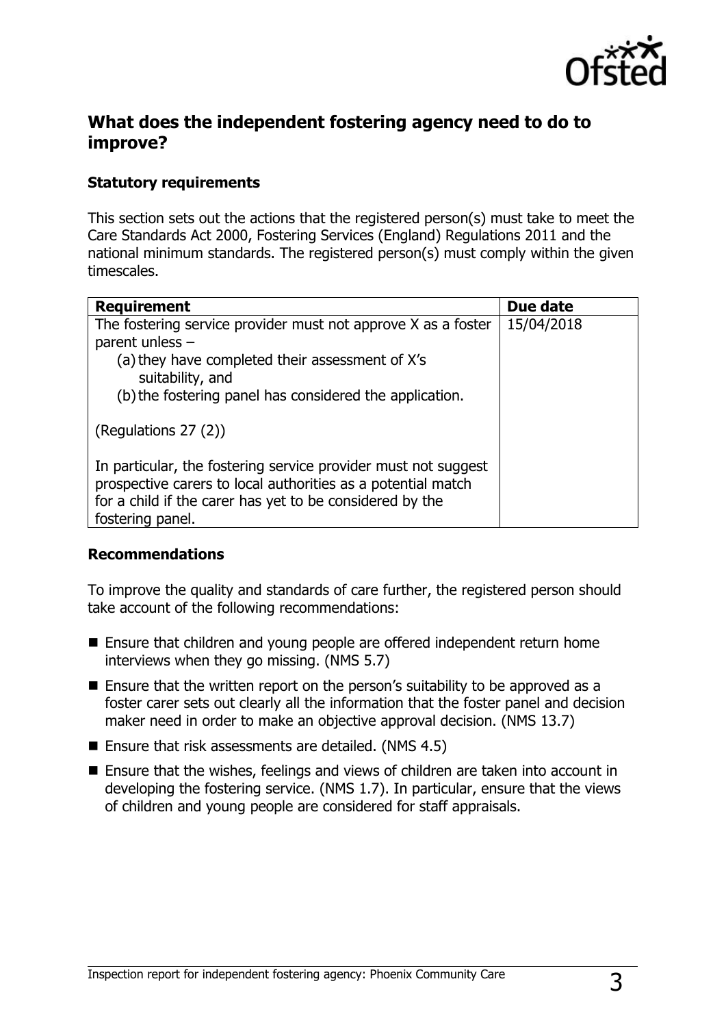## What does the independent fostering agency need to do to improve?

### Statutory requirements

This section sets out the actions that the registered person(s) must take to meet the Care Standards Act 2000, Fostering Services (England) Regulations 2011 and the national minimum standards. The registered person(s) must comply within the given timescales.

| Requirement | Due date |
| --- | --- |
| The fostering service provider must not approve X as a foster parent unless –<br>(a) they have completed their assessment of X's suitability, and<br>(b) the fostering panel has considered the application.<br><br>(Regulations 27 (2))<br><br>In particular, the fostering service provider must not suggest prospective carers to local authorities as a potential match for a child if the carer has yet to be considered by the fostering panel. | 15/04/2018 |

### Recommendations

To improve the quality and standards of care further, the registered person should take account of the following recommendations:

- Ensure that children and young people are offered independent return home interviews when they go missing. (NMS 5.7)
- Ensure that the written report on the person's suitability to be approved as a foster carer sets out clearly all the information that the foster panel and decision maker need in order to make an objective approval decision. (NMS 13.7)
- Ensure that risk assessments are detailed. (NMS 4.5)
- Ensure that the wishes, feelings and views of children are taken into account in developing the fostering service. (NMS 1.7). In particular, ensure that the views of children and young people are considered for staff appraisals.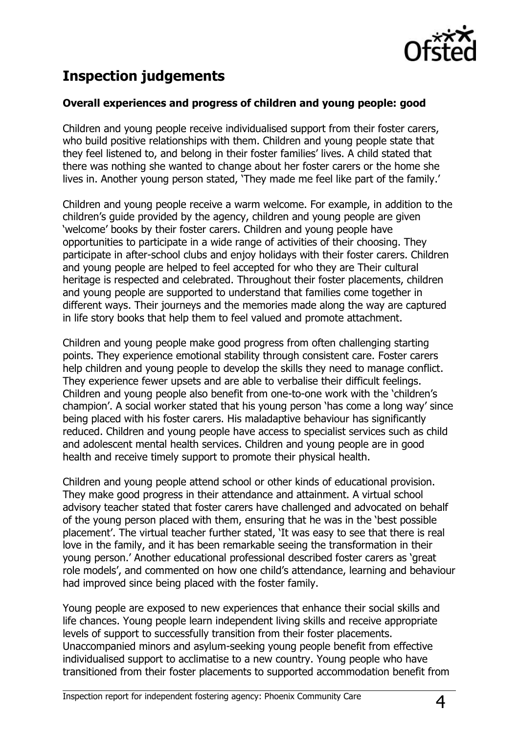## Inspection judgements

**Overall experiences and progress of children and young people: good**

Children and young people receive individualised support from their foster carers, who build positive relationships with them. Children and young people state that they feel listened to, and belong in their foster families' lives. A child stated that there was nothing she wanted to change about her foster carers or the home she lives in. Another young person stated, 'They made me feel like part of the family.'

Children and young people receive a warm welcome. For example, in addition to the children's guide provided by the agency, children and young people are given 'welcome' books by their foster carers. Children and young people have opportunities to participate in a wide range of activities of their choosing. They participate in after-school clubs and enjoy holidays with their foster carers. Children and young people are helped to feel accepted for who they are Their cultural heritage is respected and celebrated. Throughout their foster placements, children and young people are supported to understand that families come together in different ways. Their journeys and the memories made along the way are captured in life story books that help them to feel valued and promote attachment.

Children and young people make good progress from often challenging starting points. They experience emotional stability through consistent care. Foster carers help children and young people to develop the skills they need to manage conflict. They experience fewer upsets and are able to verbalise their difficult feelings. Children and young people also benefit from one-to-one work with the 'children's champion'. A social worker stated that his young person 'has come a long way' since being placed with his foster carers. His maladaptive behaviour has significantly reduced. Children and young people have access to specialist services such as child and adolescent mental health services. Children and young people are in good health and receive timely support to promote their physical health.

Children and young people attend school or other kinds of educational provision. They make good progress in their attendance and attainment. A virtual school advisory teacher stated that foster carers have challenged and advocated on behalf of the young person placed with them, ensuring that he was in the 'best possible placement'. The virtual teacher further stated, 'It was easy to see that there is real love in the family, and it has been remarkable seeing the transformation in their young person.' Another educational professional described foster carers as 'great role models', and commented on how one child's attendance, learning and behaviour had improved since being placed with the foster family.

Young people are exposed to new experiences that enhance their social skills and life chances. Young people learn independent living skills and receive appropriate levels of support to successfully transition from their foster placements. Unaccompanied minors and asylum-seeking young people benefit from effective individualised support to acclimatise to a new country. Young people who have transitioned from their foster placements to supported accommodation benefit from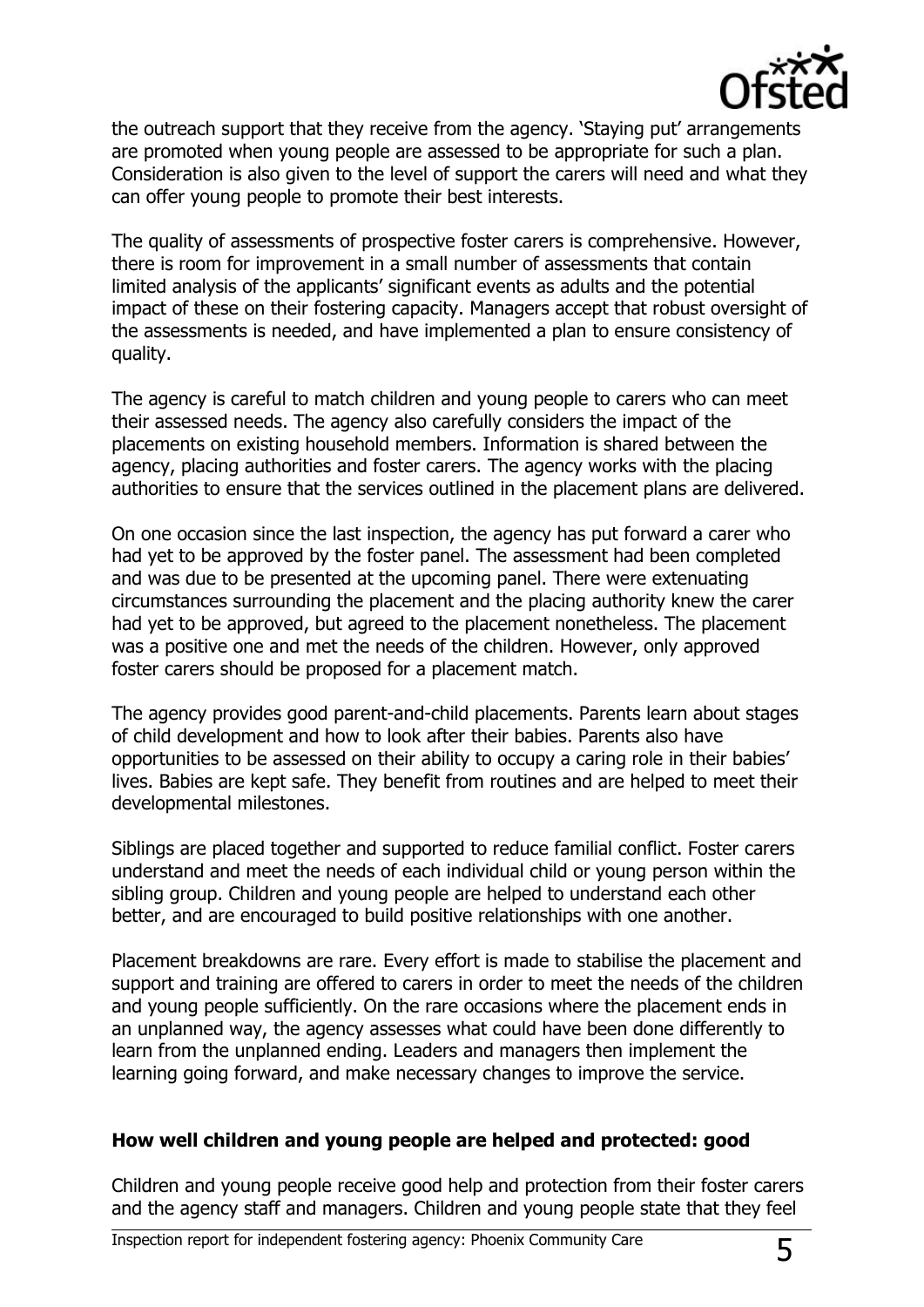the outreach support that they receive from the agency. 'Staying put' arrangements are promoted when young people are assessed to be appropriate for such a plan. Consideration is also given to the level of support the carers will need and what they can offer young people to promote their best interests.

The quality of assessments of prospective foster carers is comprehensive. However, there is room for improvement in a small number of assessments that contain limited analysis of the applicants' significant events as adults and the potential impact of these on their fostering capacity. Managers accept that robust oversight of the assessments is needed, and have implemented a plan to ensure consistency of quality.

The agency is careful to match children and young people to carers who can meet their assessed needs. The agency also carefully considers the impact of the placements on existing household members. Information is shared between the agency, placing authorities and foster carers. The agency works with the placing authorities to ensure that the services outlined in the placement plans are delivered.

On one occasion since the last inspection, the agency has put forward a carer who had yet to be approved by the foster panel. The assessment had been completed and was due to be presented at the upcoming panel. There were extenuating circumstances surrounding the placement and the placing authority knew the carer had yet to be approved, but agreed to the placement nonetheless. The placement was a positive one and met the needs of the children. However, only approved foster carers should be proposed for a placement match.

The agency provides good parent-and-child placements. Parents learn about stages of child development and how to look after their babies. Parents also have opportunities to be assessed on their ability to occupy a caring role in their babies' lives. Babies are kept safe. They benefit from routines and are helped to meet their developmental milestones.

Siblings are placed together and supported to reduce familial conflict. Foster carers understand and meet the needs of each individual child or young person within the sibling group. Children and young people are helped to understand each other better, and are encouraged to build positive relationships with one another.

Placement breakdowns are rare. Every effort is made to stabilise the placement and support and training are offered to carers in order to meet the needs of the children and young people sufficiently. On the rare occasions where the placement ends in an unplanned way, the agency assesses what could have been done differently to learn from the unplanned ending. Leaders and managers then implement the learning going forward, and make necessary changes to improve the service.

### How well children and young people are helped and protected: good

Children and young people receive good help and protection from their foster carers and the agency staff and managers. Children and young people state that they feel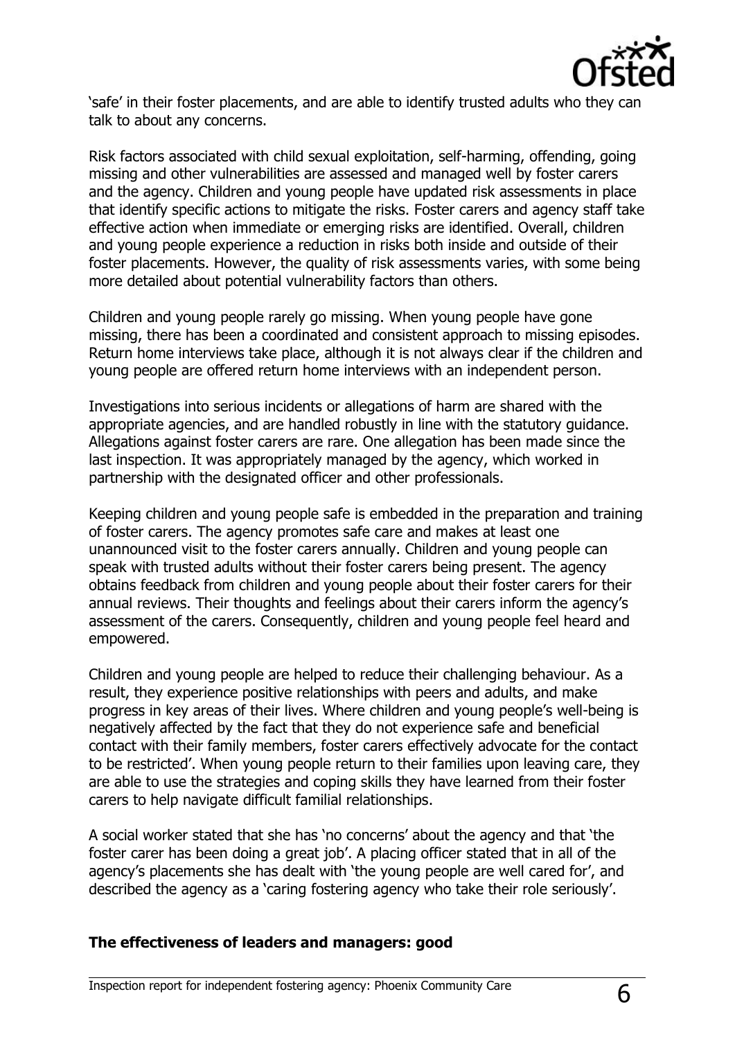'safe' in their foster placements, and are able to identify trusted adults who they can talk to about any concerns.

Risk factors associated with child sexual exploitation, self-harming, offending, going missing and other vulnerabilities are assessed and managed well by foster carers and the agency. Children and young people have updated risk assessments in place that identify specific actions to mitigate the risks. Foster carers and agency staff take effective action when immediate or emerging risks are identified. Overall, children and young people experience a reduction in risks both inside and outside of their foster placements. However, the quality of risk assessments varies, with some being more detailed about potential vulnerability factors than others.

Children and young people rarely go missing. When young people have gone missing, there has been a coordinated and consistent approach to missing episodes. Return home interviews take place, although it is not always clear if the children and young people are offered return home interviews with an independent person.

Investigations into serious incidents or allegations of harm are shared with the appropriate agencies, and are handled robustly in line with the statutory guidance. Allegations against foster carers are rare. One allegation has been made since the last inspection. It was appropriately managed by the agency, which worked in partnership with the designated officer and other professionals.

Keeping children and young people safe is embedded in the preparation and training of foster carers. The agency promotes safe care and makes at least one unannounced visit to the foster carers annually. Children and young people can speak with trusted adults without their foster carers being present. The agency obtains feedback from children and young people about their foster carers for their annual reviews. Their thoughts and feelings about their carers inform the agency's assessment of the carers. Consequently, children and young people feel heard and empowered.

Children and young people are helped to reduce their challenging behaviour. As a result, they experience positive relationships with peers and adults, and make progress in key areas of their lives. Where children and young people's well-being is negatively affected by the fact that they do not experience safe and beneficial contact with their family members, foster carers effectively advocate for the contact to be restricted'. When young people return to their families upon leaving care, they are able to use the strategies and coping skills they have learned from their foster carers to help navigate difficult familial relationships.

A social worker stated that she has 'no concerns' about the agency and that 'the foster carer has been doing a great job'. A placing officer stated that in all of the agency's placements she has dealt with 'the young people are well cared for', and described the agency as a 'caring fostering agency who take their role seriously'.

**The effectiveness of leaders and managers: good**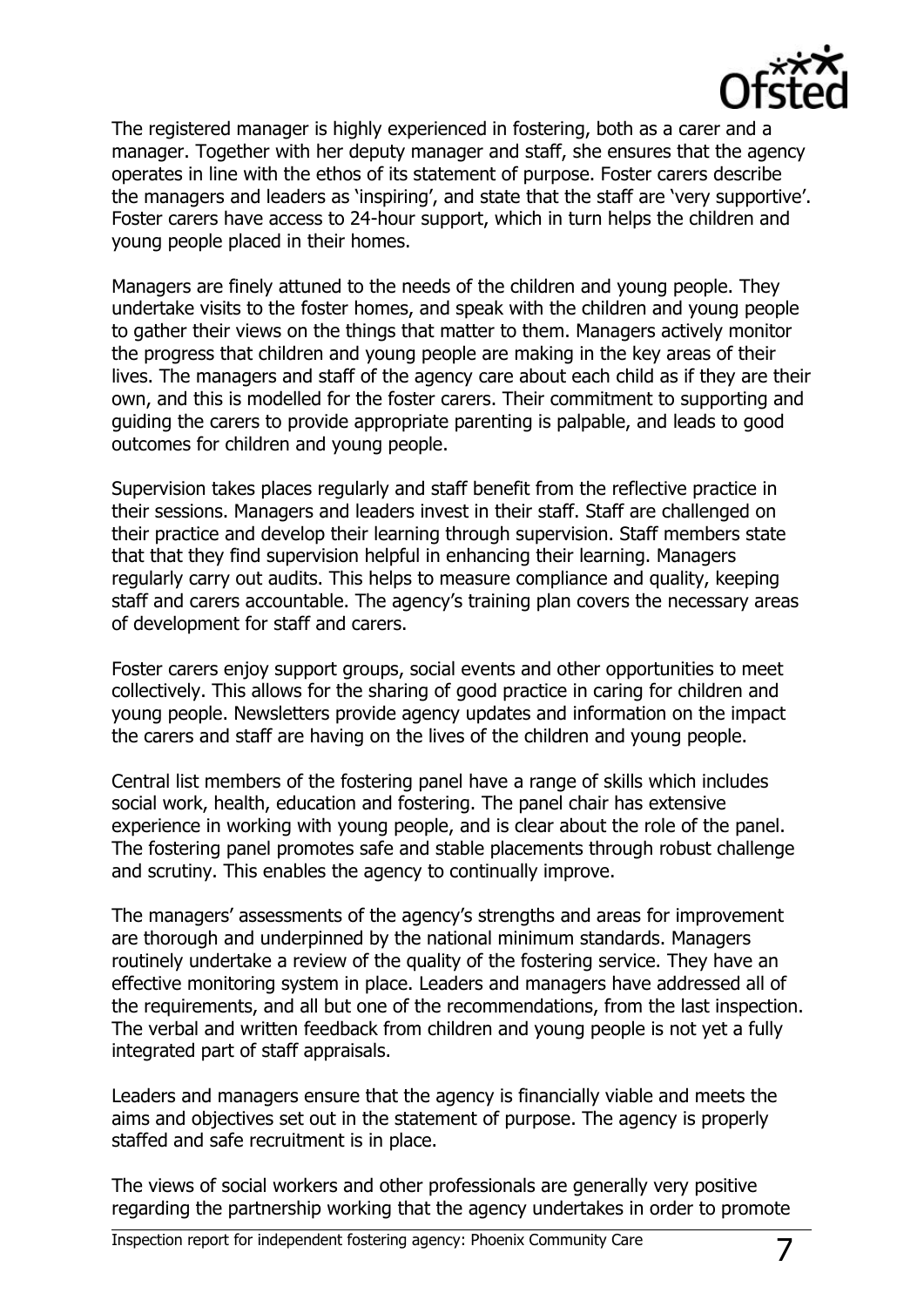The registered manager is highly experienced in fostering, both as a carer and a manager. Together with her deputy manager and staff, she ensures that the agency operates in line with the ethos of its statement of purpose. Foster carers describe the managers and leaders as 'inspiring', and state that the staff are 'very supportive'. Foster carers have access to 24-hour support, which in turn helps the children and young people placed in their homes.

Managers are finely attuned to the needs of the children and young people. They undertake visits to the foster homes, and speak with the children and young people to gather their views on the things that matter to them. Managers actively monitor the progress that children and young people are making in the key areas of their lives. The managers and staff of the agency care about each child as if they are their own, and this is modelled for the foster carers. Their commitment to supporting and guiding the carers to provide appropriate parenting is palpable, and leads to good outcomes for children and young people.

Supervision takes places regularly and staff benefit from the reflective practice in their sessions. Managers and leaders invest in their staff. Staff are challenged on their practice and develop their learning through supervision. Staff members state that that they find supervision helpful in enhancing their learning. Managers regularly carry out audits. This helps to measure compliance and quality, keeping staff and carers accountable. The agency's training plan covers the necessary areas of development for staff and carers.

Foster carers enjoy support groups, social events and other opportunities to meet collectively. This allows for the sharing of good practice in caring for children and young people. Newsletters provide agency updates and information on the impact the carers and staff are having on the lives of the children and young people.

Central list members of the fostering panel have a range of skills which includes social work, health, education and fostering. The panel chair has extensive experience in working with young people, and is clear about the role of the panel. The fostering panel promotes safe and stable placements through robust challenge and scrutiny. This enables the agency to continually improve.

The managers' assessments of the agency's strengths and areas for improvement are thorough and underpinned by the national minimum standards. Managers routinely undertake a review of the quality of the fostering service. They have an effective monitoring system in place. Leaders and managers have addressed all of the requirements, and all but one of the recommendations, from the last inspection. The verbal and written feedback from children and young people is not yet a fully integrated part of staff appraisals.

Leaders and managers ensure that the agency is financially viable and meets the aims and objectives set out in the statement of purpose. The agency is properly staffed and safe recruitment is in place.

The views of social workers and other professionals are generally very positive regarding the partnership working that the agency undertakes in order to promote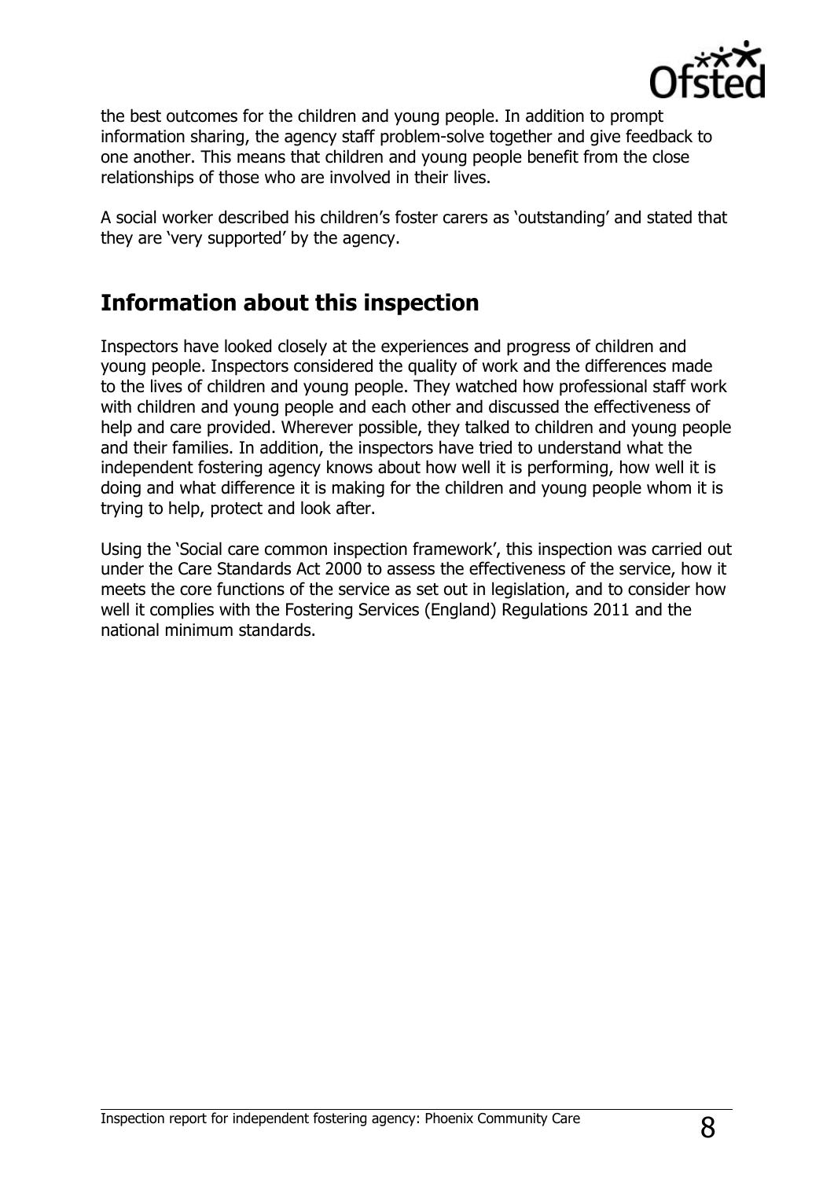the best outcomes for the children and young people. In addition to prompt information sharing, the agency staff problem-solve together and give feedback to one another. This means that children and young people benefit from the close relationships of those who are involved in their lives.

A social worker described his children's foster carers as 'outstanding' and stated that they are 'very supported' by the agency.

## Information about this inspection

Inspectors have looked closely at the experiences and progress of children and young people. Inspectors considered the quality of work and the differences made to the lives of children and young people. They watched how professional staff work with children and young people and each other and discussed the effectiveness of help and care provided. Wherever possible, they talked to children and young people and their families. In addition, the inspectors have tried to understand what the independent fostering agency knows about how well it is performing, how well it is doing and what difference it is making for the children and young people whom it is trying to help, protect and look after.

Using the 'Social care common inspection framework', this inspection was carried out under the Care Standards Act 2000 to assess the effectiveness of the service, how it meets the core functions of the service as set out in legislation, and to consider how well it complies with the Fostering Services (England) Regulations 2011 and the national minimum standards.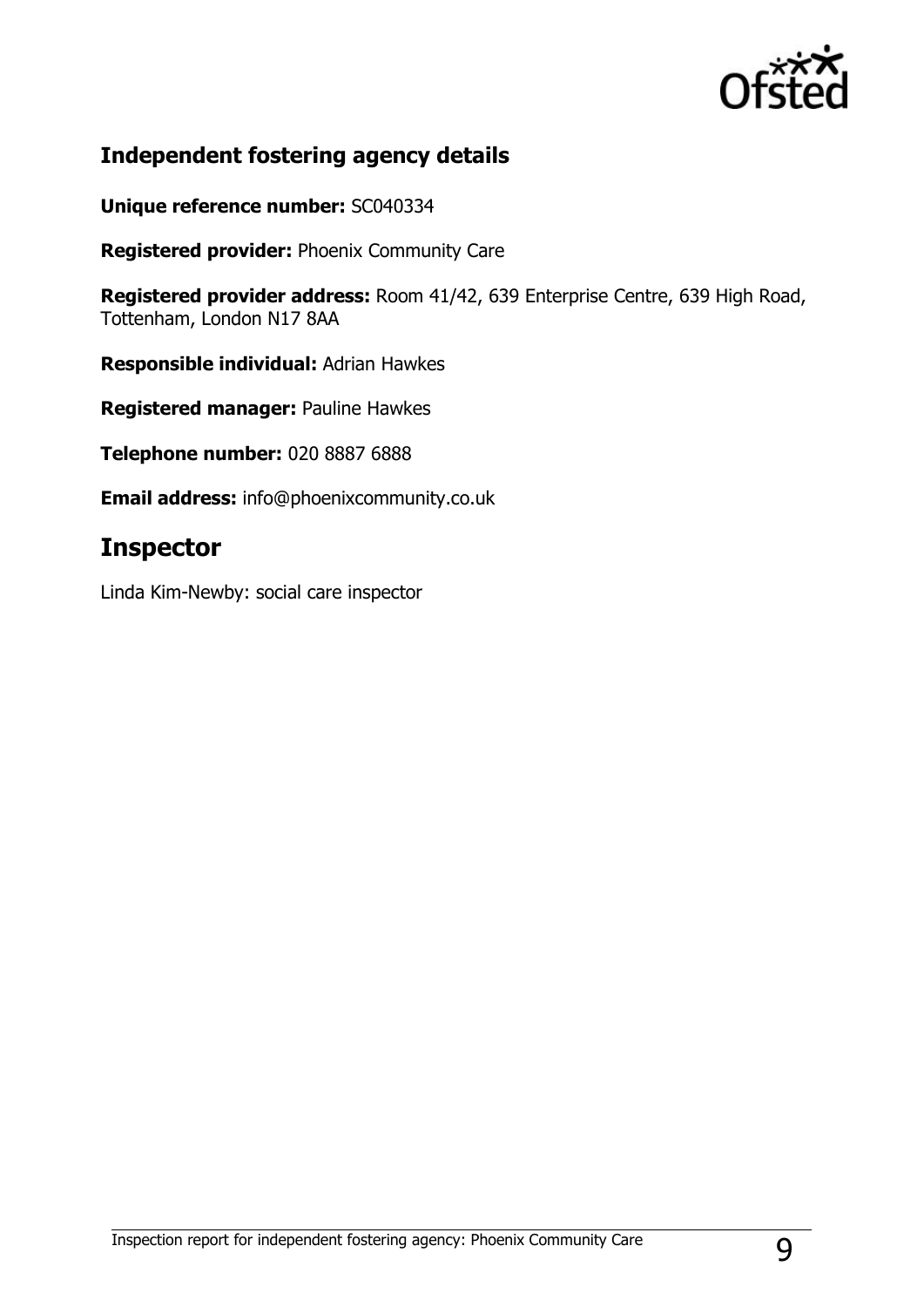## Independent fostering agency details

**Unique reference number:** SC040334

**Registered provider:** Phoenix Community Care

**Registered provider address:** Room 41/42, 639 Enterprise Centre, 639 High Road, Tottenham, London N17 8AA

**Responsible individual:** Adrian Hawkes

**Registered manager:** Pauline Hawkes

**Telephone number:** 020 8887 6888

**Email address:** info@phoenixcommunity.co.uk

# Inspector

Linda Kim-Newby: social care inspector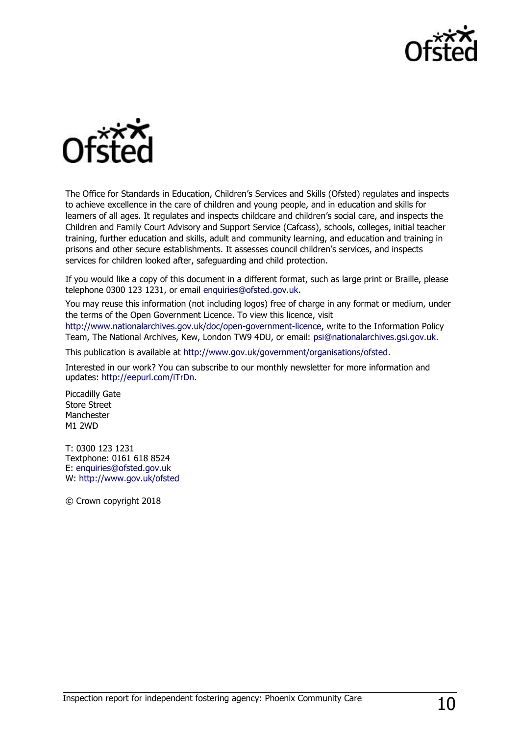The Office for Standards in Education, Children's Services and Skills (Ofsted) regulates and inspects to achieve excellence in the care of children and young people, and in education and skills for learners of all ages. It regulates and inspects childcare and children's social care, and inspects the Children and Family Court Advisory and Support Service (Cafcass), schools, colleges, initial teacher training, further education and skills, adult and community learning, and education and training in prisons and other secure establishments. It assesses council children's services, and inspects services for children looked after, safeguarding and child protection.

If you would like a copy of this document in a different format, such as large print or Braille, please telephone 0300 123 1231, or email enquiries@ofsted.gov.uk.

You may reuse this information (not including logos) free of charge in any format or medium, under the terms of the Open Government Licence. To view this licence, visit http://www.nationalarchives.gov.uk/doc/open-government-licence, write to the Information Policy Team, The National Archives, Kew, London TW9 4DU, or email: psi@nationalarchives.gsi.gov.uk.

This publication is available at http://www.gov.uk/government/organisations/ofsted.

Interested in our work? You can subscribe to our monthly newsletter for more information and updates: http://eepurl.com/iTrDn.

Piccadilly Gate
Store Street
Manchester
M1 2WD

T: 0300 123 1231
Textphone: 0161 618 8524
E: enquiries@ofsted.gov.uk
W: http://www.gov.uk/ofsted

© Crown copyright 2018